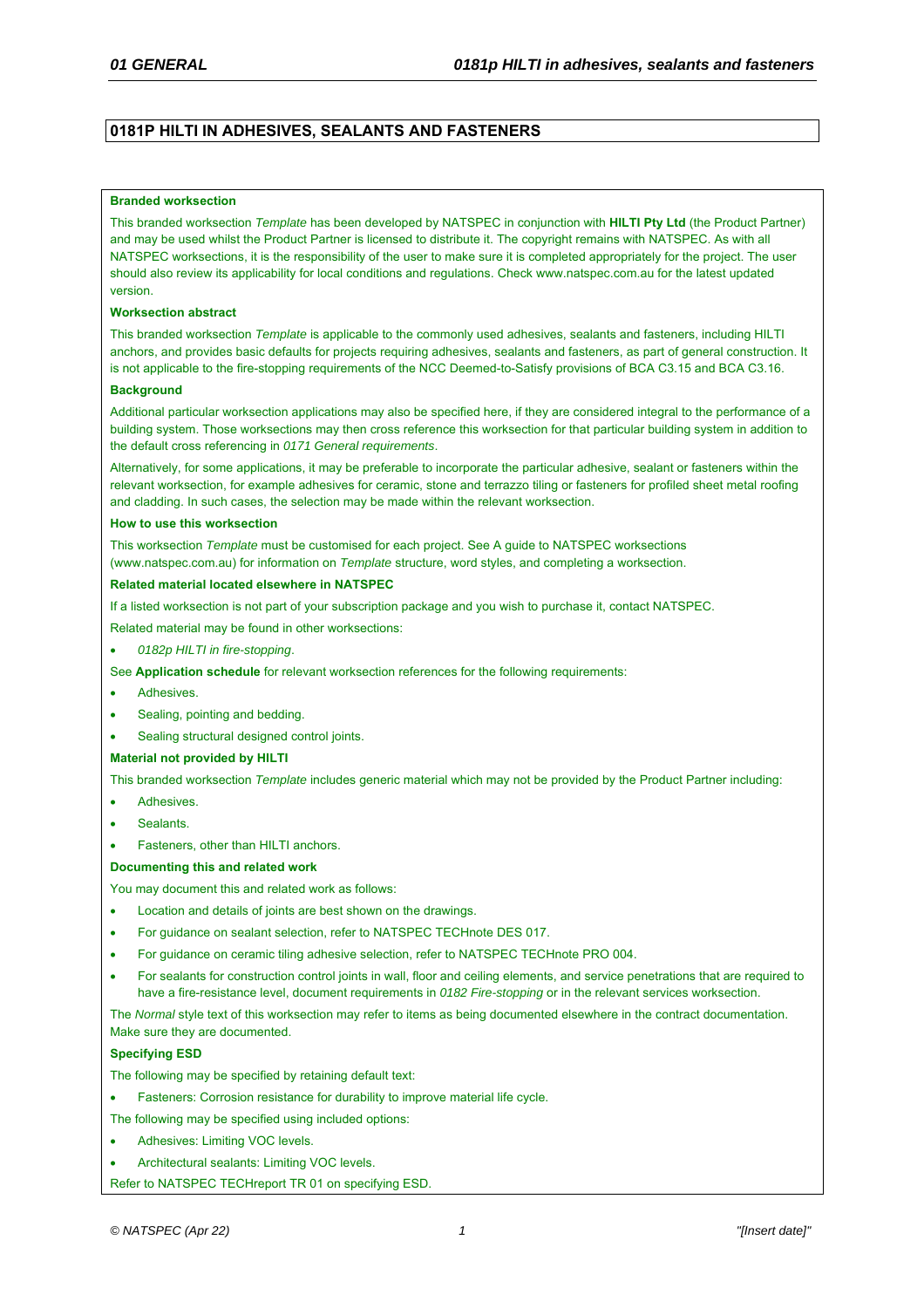# 0181P HILTI IN ADHESIVES, SEALANTS AND FASTENERS

**Branded worksection**

This branded worksection *Template* has been developed by NATSPEC in conjunction with **HILTI Pty Ltd** (the Product Partner) and may be used whilst the Product Partner is licensed to distribute it. The copyright remains with NATSPEC. As with all NATSPEC worksections, it is the responsibility of the user to make sure it is completed appropriately for the project. The user should also review its applicability for local conditions and regulations. Check www.natspec.com.au for the latest updated version.

**Worksection abstract**

This branded worksection *Template* is applicable to the commonly used adhesives, sealants and fasteners, including HILTI anchors, and provides basic defaults for projects requiring adhesives, sealants and fasteners, as part of general construction. It is not applicable to the fire-stopping requirements of the NCC Deemed-to-Satisfy provisions of BCA C3.15 and BCA C3.16.

**Background**

Additional particular worksection applications may also be specified here, if they are considered integral to the performance of a building system. Those worksections may then cross reference this worksection for that particular building system in addition to the default cross referencing in *0171 General requirements*.

Alternatively, for some applications, it may be preferable to incorporate the particular adhesive, sealant or fasteners within the relevant worksection, for example adhesives for ceramic, stone and terrazzo tiling or fasteners for profiled sheet metal roofing and cladding. In such cases, the selection may be made within the relevant worksection.

**How to use this worksection**

This worksection *Template* must be customised for each project. See A guide to NATSPEC worksections (www.natspec.com.au) for information on *Template* structure, word styles, and completing a worksection.

**Related material located elsewhere in NATSPEC**

If a listed worksection is not part of your subscription package and you wish to purchase it, contact NATSPEC.

Related material may be found in other worksections:

- *0182p HILTI in fire-stopping*.

See **Application schedule** for relevant worksection references for the following requirements:

- Adhesives.
- Sealing, pointing and bedding.
- Sealing structural designed control joints.

**Material not provided by HILTI**

This branded worksection *Template* includes generic material which may not be provided by the Product Partner including:

- Adhesives.
- Sealants.
- Fasteners, other than HILTI anchors.

**Documenting this and related work**

You may document this and related work as follows:

- Location and details of joints are best shown on the drawings.
- For guidance on sealant selection, refer to NATSPEC TECHnote DES 017.
- For guidance on ceramic tiling adhesive selection, refer to NATSPEC TECHnote PRO 004.
- For sealants for construction control joints in wall, floor and ceiling elements, and service penetrations that are required to have a fire-resistance level, document requirements in *0182 Fire-stopping* or in the relevant services worksection.

The *Normal* style text of this worksection may refer to items as being documented elsewhere in the contract documentation. Make sure they are documented.

**Specifying ESD**

The following may be specified by retaining default text:

- Fasteners: Corrosion resistance for durability to improve material life cycle.

The following may be specified using included options:

- Adhesives: Limiting VOC levels.
- Architectural sealants: Limiting VOC levels.

Refer to NATSPEC TECHreport TR 01 on specifying ESD.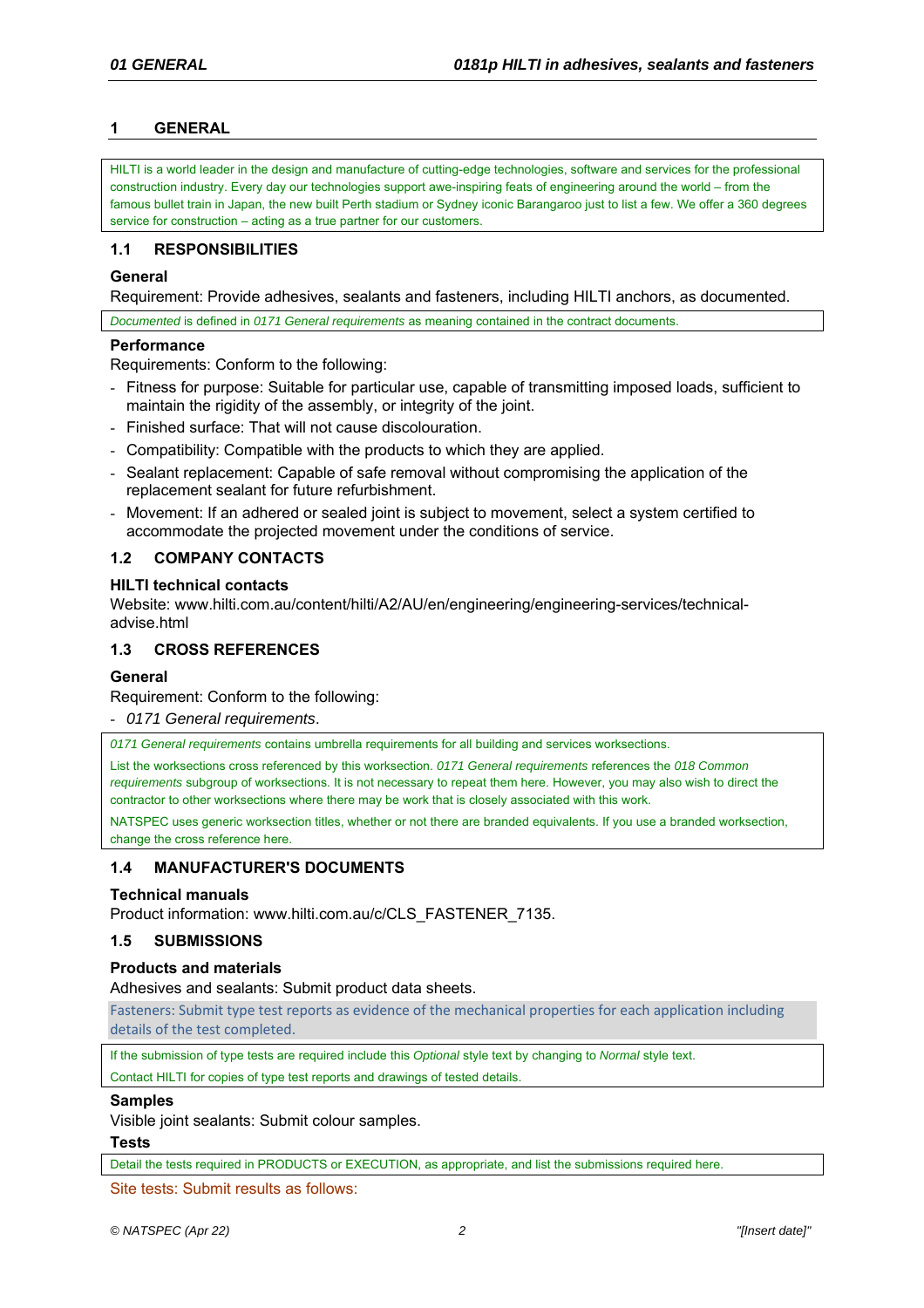## 1 GENERAL

HILTI is a world leader in the design and manufacture of cutting-edge technologies, software and services for the professional construction industry. Every day our technologies support awe-inspiring feats of engineering around the world – from the famous bullet train in Japan, the new built Perth stadium or Sydney iconic Barangaroo just to list a few. We offer a 360 degrees service for construction – acting as a true partner for our customers.

### 1.1 RESPONSIBILITIES

**General**

Requirement: Provide adhesives, sealants and fasteners, including HILTI anchors, as documented.

*Documented* is defined in *0171 General requirements* as meaning contained in the contract documents.

**Performance**

Requirements: Conform to the following:

- Fitness for purpose: Suitable for particular use, capable of transmitting imposed loads, sufficient to maintain the rigidity of the assembly, or integrity of the joint.
- Finished surface: That will not cause discolouration.
- Compatibility: Compatible with the products to which they are applied.
- Sealant replacement: Capable of safe removal without compromising the application of the replacement sealant for future refurbishment.
- Movement: If an adhered or sealed joint is subject to movement, select a system certified to accommodate the projected movement under the conditions of service.

### 1.2 COMPANY CONTACTS

**HILTI technical contacts**

Website: www.hilti.com.au/content/hilti/A2/AU/en/engineering/engineering-services/technical-advise.html

### 1.3 CROSS REFERENCES

**General**

Requirement: Conform to the following:

- *0171 General requirements*.

*0171 General requirements* contains umbrella requirements for all building and services worksections.

List the worksections cross referenced by this worksection. *0171 General requirements* references the *018 Common requirements* subgroup of worksections. It is not necessary to repeat them here. However, you may also wish to direct the contractor to other worksections where there may be work that is closely associated with this work.

NATSPEC uses generic worksection titles, whether or not there are branded equivalents. If you use a branded worksection, change the cross reference here.

### 1.4 MANUFACTURER'S DOCUMENTS

**Technical manuals**

Product information: www.hilti.com.au/c/CLS_FASTENER_7135.

### 1.5 SUBMISSIONS

**Products and materials**

Adhesives and sealants: Submit product data sheets.

Fasteners: Submit type test reports as evidence of the mechanical properties for each application including details of the test completed.

If the submission of type tests are required include this *Optional* style text by changing to *Normal* style text.

Contact HILTI for copies of type test reports and drawings of tested details.

**Samples**

Visible joint sealants: Submit colour samples.

**Tests**

Detail the tests required in PRODUCTS or EXECUTION, as appropriate, and list the submissions required here.

Site tests: Submit results as follows: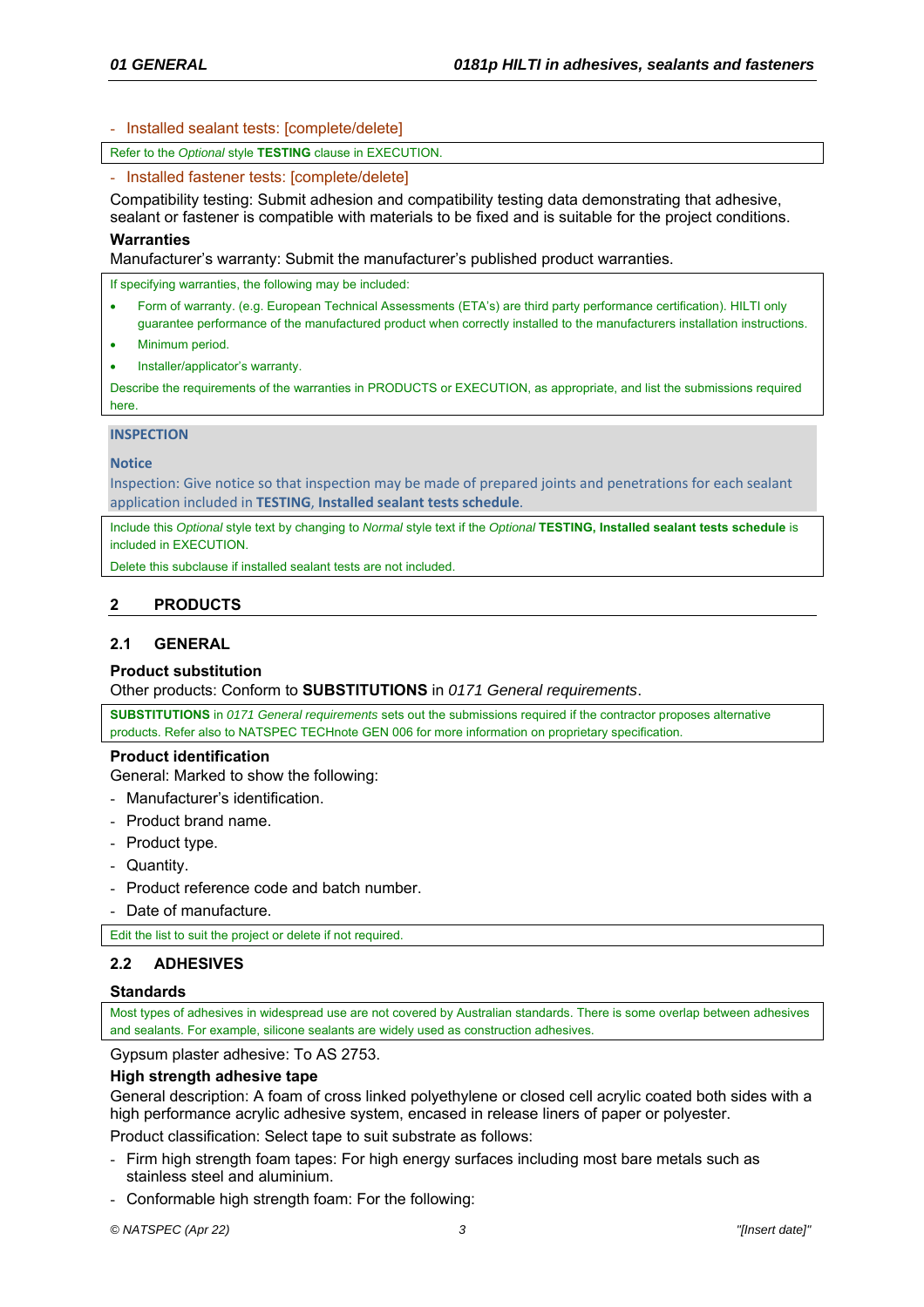- Installed sealant tests: [complete/delete]

Refer to the *Optional* style **TESTING** clause in EXECUTION.

- Installed fastener tests: [complete/delete]

Compatibility testing: Submit adhesion and compatibility testing data demonstrating that adhesive, sealant or fastener is compatible with materials to be fixed and is suitable for the project conditions.

**Warranties**

Manufacturer's warranty: Submit the manufacturer's published product warranties.

If specifying warranties, the following may be included:

- Form of warranty. (e.g. European Technical Assessments (ETA's) are third party performance certification). HILTI only guarantee performance of the manufactured product when correctly installed to the manufacturers installation instructions.
- Minimum period.
- Installer/applicator's warranty.

Describe the requirements of the warranties in PRODUCTS or EXECUTION, as appropriate, and list the submissions required here.

**INSPECTION**

**Notice**

Inspection: Give notice so that inspection may be made of prepared joints and penetrations for each sealant application included in **TESTING**, **Installed sealant tests schedule**.

Include this *Optional* style text by changing to *Normal* style text if the *Optional* **TESTING, Installed sealant tests schedule** is included in EXECUTION.

Delete this subclause if installed sealant tests are not included.

## 2 PRODUCTS

### 2.1 GENERAL

**Product substitution**

Other products: Conform to **SUBSTITUTIONS** in *0171 General requirements*.

**SUBSTITUTIONS** in *0171 General requirements* sets out the submissions required if the contractor proposes alternative products. Refer also to NATSPEC TECHnote GEN 006 for more information on proprietary specification.

**Product identification**

General: Marked to show the following:

- Manufacturer's identification.
- Product brand name.
- Product type.
- Quantity.
- Product reference code and batch number.
- Date of manufacture.

Edit the list to suit the project or delete if not required.

### 2.2 ADHESIVES

**Standards**

Most types of adhesives in widespread use are not covered by Australian standards. There is some overlap between adhesives and sealants. For example, silicone sealants are widely used as construction adhesives.

Gypsum plaster adhesive: To AS 2753.

**High strength adhesive tape**

General description: A foam of cross linked polyethylene or closed cell acrylic coated both sides with a high performance acrylic adhesive system, encased in release liners of paper or polyester.

Product classification: Select tape to suit substrate as follows:

- Firm high strength foam tapes: For high energy surfaces including most bare metals such as stainless steel and aluminium.
- Conformable high strength foam: For the following: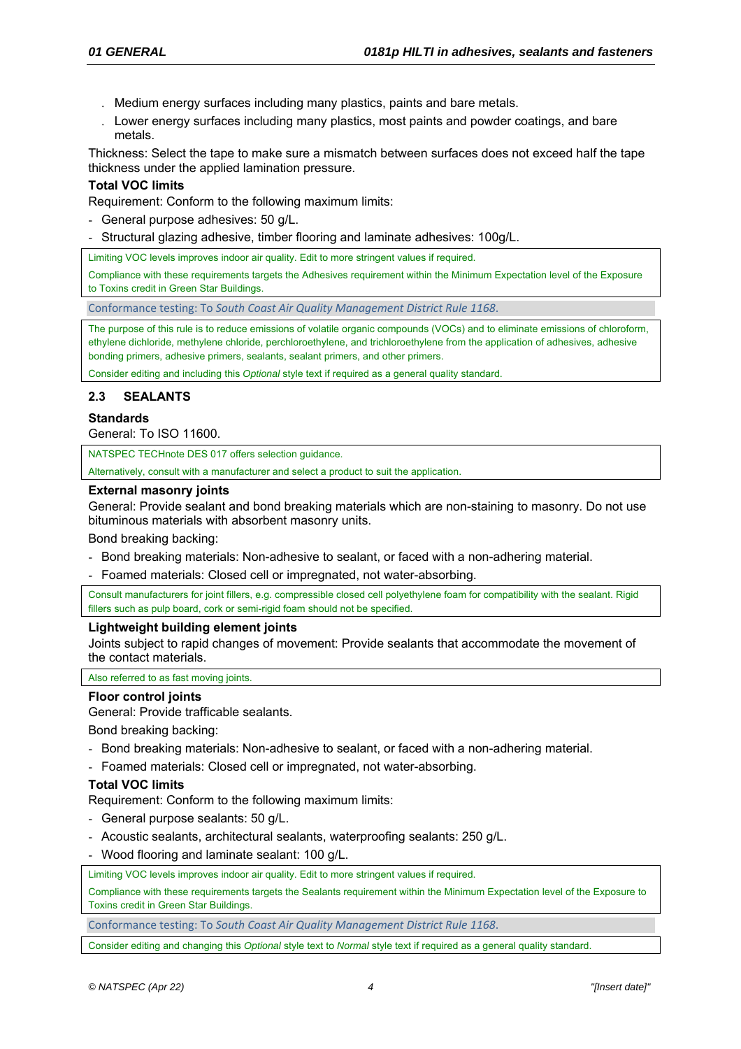- Medium energy surfaces including many plastics, paints and bare metals.
- Lower energy surfaces including many plastics, most paints and powder coatings, and bare metals.

Thickness: Select the tape to make sure a mismatch between surfaces does not exceed half the tape thickness under the applied lamination pressure.

**Total VOC limits**

Requirement: Conform to the following maximum limits:

- General purpose adhesives: 50 g/L.
- Structural glazing adhesive, timber flooring and laminate adhesives: 100g/L.

Limiting VOC levels improves indoor air quality. Edit to more stringent values if required.

Compliance with these requirements targets the Adhesives requirement within the Minimum Expectation level of the Exposure to Toxins credit in Green Star Buildings.

Conformance testing: To *South Coast Air Quality Management District Rule 1168*.

The purpose of this rule is to reduce emissions of volatile organic compounds (VOCs) and to eliminate emissions of chloroform, ethylene dichloride, methylene chloride, perchloroethylene, and trichloroethylene from the application of adhesives, adhesive bonding primers, adhesive primers, sealants, sealant primers, and other primers.

Consider editing and including this *Optional* style text if required as a general quality standard.

## 2.3 SEALANTS

**Standards**

General: To ISO 11600.

NATSPEC TECHnote DES 017 offers selection guidance.

Alternatively, consult with a manufacturer and select a product to suit the application.

**External masonry joints**

General: Provide sealant and bond breaking materials which are non-staining to masonry. Do not use bituminous materials with absorbent masonry units.

Bond breaking backing:

- Bond breaking materials: Non-adhesive to sealant, or faced with a non-adhering material.
- Foamed materials: Closed cell or impregnated, not water-absorbing.

Consult manufacturers for joint fillers, e.g. compressible closed cell polyethylene foam for compatibility with the sealant. Rigid fillers such as pulp board, cork or semi-rigid foam should not be specified.

**Lightweight building element joints**

Joints subject to rapid changes of movement: Provide sealants that accommodate the movement of the contact materials.

Also referred to as fast moving joints.

**Floor control joints**

General: Provide trafficable sealants.

Bond breaking backing:

- Bond breaking materials: Non-adhesive to sealant, or faced with a non-adhering material.
- Foamed materials: Closed cell or impregnated, not water-absorbing.

**Total VOC limits**

Requirement: Conform to the following maximum limits:

- General purpose sealants: 50 g/L.
- Acoustic sealants, architectural sealants, waterproofing sealants: 250 g/L.
- Wood flooring and laminate sealant: 100 g/L.

Limiting VOC levels improves indoor air quality. Edit to more stringent values if required.

Compliance with these requirements targets the Sealants requirement within the Minimum Expectation level of the Exposure to Toxins credit in Green Star Buildings.

Conformance testing: To *South Coast Air Quality Management District Rule 1168*.

Consider editing and changing this *Optional* style text to *Normal* style text if required as a general quality standard.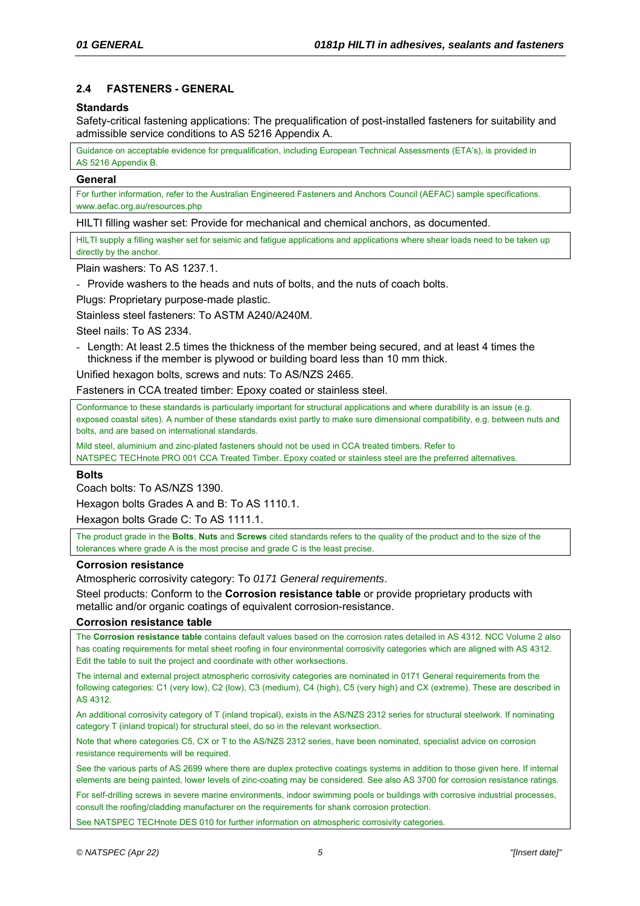## 2.4 FASTENERS - GENERAL

### Standards

Safety-critical fastening applications: The prequalification of post-installed fasteners for suitability and admissible service conditions to AS 5216 Appendix A.

Guidance on acceptable evidence for prequalification, including European Technical Assessments (ETA's), is provided in AS 5216 Appendix B.

### General

For further information, refer to the Australian Engineered Fasteners and Anchors Council (AEFAC) sample specifications. www.aefac.org.au/resources.php

HILTI filling washer set: Provide for mechanical and chemical anchors, as documented.

HILTI supply a filling washer set for seismic and fatigue applications and applications where shear loads need to be taken up directly by the anchor.

Plain washers: To AS 1237.1.

- Provide washers to the heads and nuts of bolts, and the nuts of coach bolts.

Plugs: Proprietary purpose-made plastic.

Stainless steel fasteners: To ASTM A240/A240M.

Steel nails: To AS 2334.

- Length: At least 2.5 times the thickness of the member being secured, and at least 4 times the thickness if the member is plywood or building board less than 10 mm thick.

Unified hexagon bolts, screws and nuts: To AS/NZS 2465.

Fasteners in CCA treated timber: Epoxy coated or stainless steel.

Conformance to these standards is particularly important for structural applications and where durability is an issue (e.g. exposed coastal sites). A number of these standards exist partly to make sure dimensional compatibility, e.g. between nuts and bolts, and are based on international standards.

Mild steel, aluminium and zinc-plated fasteners should not be used in CCA treated timbers. Refer to NATSPEC TECHnote PRO 001 CCA Treated Timber. Epoxy coated or stainless steel are the preferred alternatives.

### Bolts

Coach bolts: To AS/NZS 1390.

Hexagon bolts Grades A and B: To AS 1110.1.

Hexagon bolts Grade C: To AS 1111.1.

The product grade in the **Bolts**, **Nuts** and **Screws** cited standards refers to the quality of the product and to the size of the tolerances where grade A is the most precise and grade C is the least precise.

### Corrosion resistance

Atmospheric corrosivity category: To *0171 General requirements*.

Steel products: Conform to the **Corrosion resistance table** or provide proprietary products with metallic and/or organic coatings of equivalent corrosion-resistance.

### Corrosion resistance table

The **Corrosion resistance table** contains default values based on the corrosion rates detailed in AS 4312. NCC Volume 2 also has coating requirements for metal sheet roofing in four environmental corrosivity categories which are aligned with AS 4312. Edit the table to suit the project and coordinate with other worksections.

The internal and external project atmospheric corrosivity categories are nominated in 0171 General requirements from the following categories: C1 (very low), C2 (low), C3 (medium), C4 (high), C5 (very high) and CX (extreme). These are described in AS 4312.

An additional corrosivity category of T (inland tropical), exists in the AS/NZS 2312 series for structural steelwork. If nominating category T (inland tropical) for structural steel, do so in the relevant worksection.

Note that where categories C5, CX or T to the AS/NZS 2312 series, have been nominated, specialist advice on corrosion resistance requirements will be required.

See the various parts of AS 2699 where there are duplex protective coatings systems in addition to those given here. If internal elements are being painted, lower levels of zinc-coating may be considered. See also AS 3700 for corrosion resistance ratings.

For self-drilling screws in severe marine environments, indoor swimming pools or buildings with corrosive industrial processes, consult the roofing/cladding manufacturer on the requirements for shank corrosion protection.

See NATSPEC TECHnote DES 010 for further information on atmospheric corrosivity categories.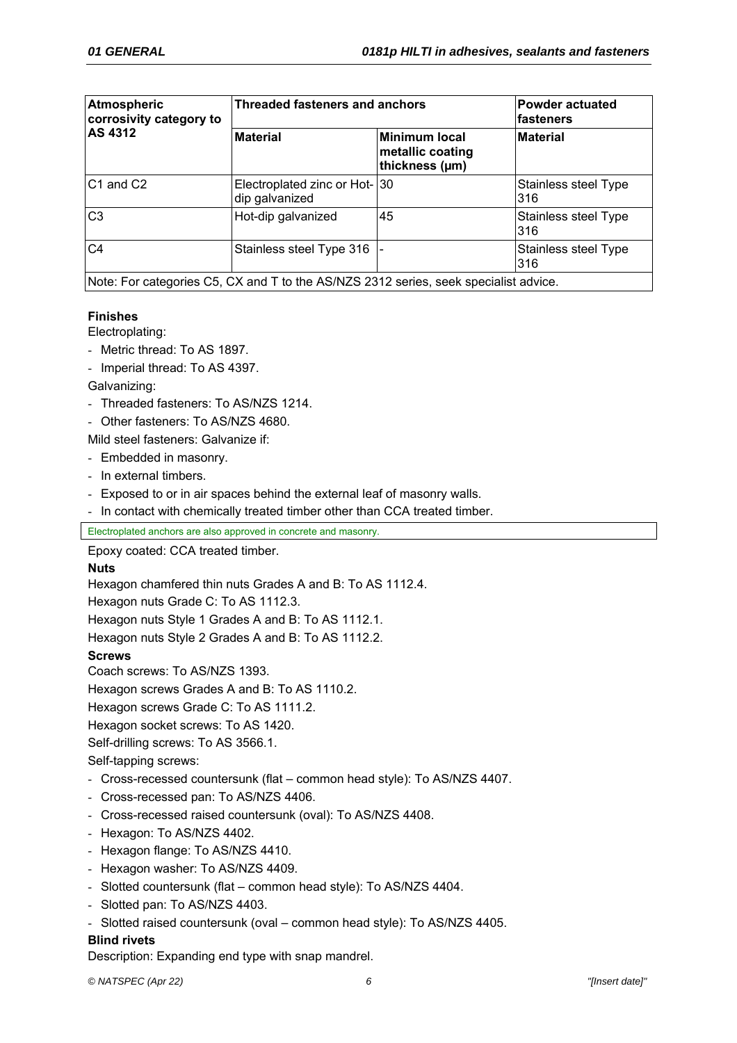| Atmospheric corrosivity category to AS 4312 | Threaded fasteners and anchors | | Powder actuated fasteners |
|---|---|---|---|
| | Material | Minimum local metallic coating thickness (μm) | Material |
| C1 and C2 | Electroplated zinc or Hot-dip galvanized | 30 | Stainless steel Type 316 |
| C3 | Hot-dip galvanized | 45 | Stainless steel Type 316 |
| C4 | Stainless steel Type 316 | - | Stainless steel Type 316 |
| Note: For categories C5, CX and T to the AS/NZS 2312 series, seek specialist advice. | | | |

**Finishes**

Electroplating:

- Metric thread: To AS 1897.
- Imperial thread: To AS 4397.

Galvanizing:

- Threaded fasteners: To AS/NZS 1214.
- Other fasteners: To AS/NZS 4680.

Mild steel fasteners: Galvanize if:

- Embedded in masonry.
- In external timbers.
- Exposed to or in air spaces behind the external leaf of masonry walls.
- In contact with chemically treated timber other than CCA treated timber.

Electroplated anchors are also approved in concrete and masonry.

Epoxy coated: CCA treated timber.

**Nuts**

Hexagon chamfered thin nuts Grades A and B: To AS 1112.4.

Hexagon nuts Grade C: To AS 1112.3.

Hexagon nuts Style 1 Grades A and B: To AS 1112.1.

Hexagon nuts Style 2 Grades A and B: To AS 1112.2.

**Screws**

Coach screws: To AS/NZS 1393.

Hexagon screws Grades A and B: To AS 1110.2.

Hexagon screws Grade C: To AS 1111.2.

Hexagon socket screws: To AS 1420.

Self-drilling screws: To AS 3566.1.

Self-tapping screws:

- Cross-recessed countersunk (flat – common head style): To AS/NZS 4407.
- Cross-recessed pan: To AS/NZS 4406.
- Cross-recessed raised countersunk (oval): To AS/NZS 4408.
- Hexagon: To AS/NZS 4402.
- Hexagon flange: To AS/NZS 4410.
- Hexagon washer: To AS/NZS 4409.
- Slotted countersunk (flat – common head style): To AS/NZS 4404.
- Slotted pan: To AS/NZS 4403.
- Slotted raised countersunk (oval – common head style): To AS/NZS 4405.

**Blind rivets**

Description: Expanding end type with snap mandrel.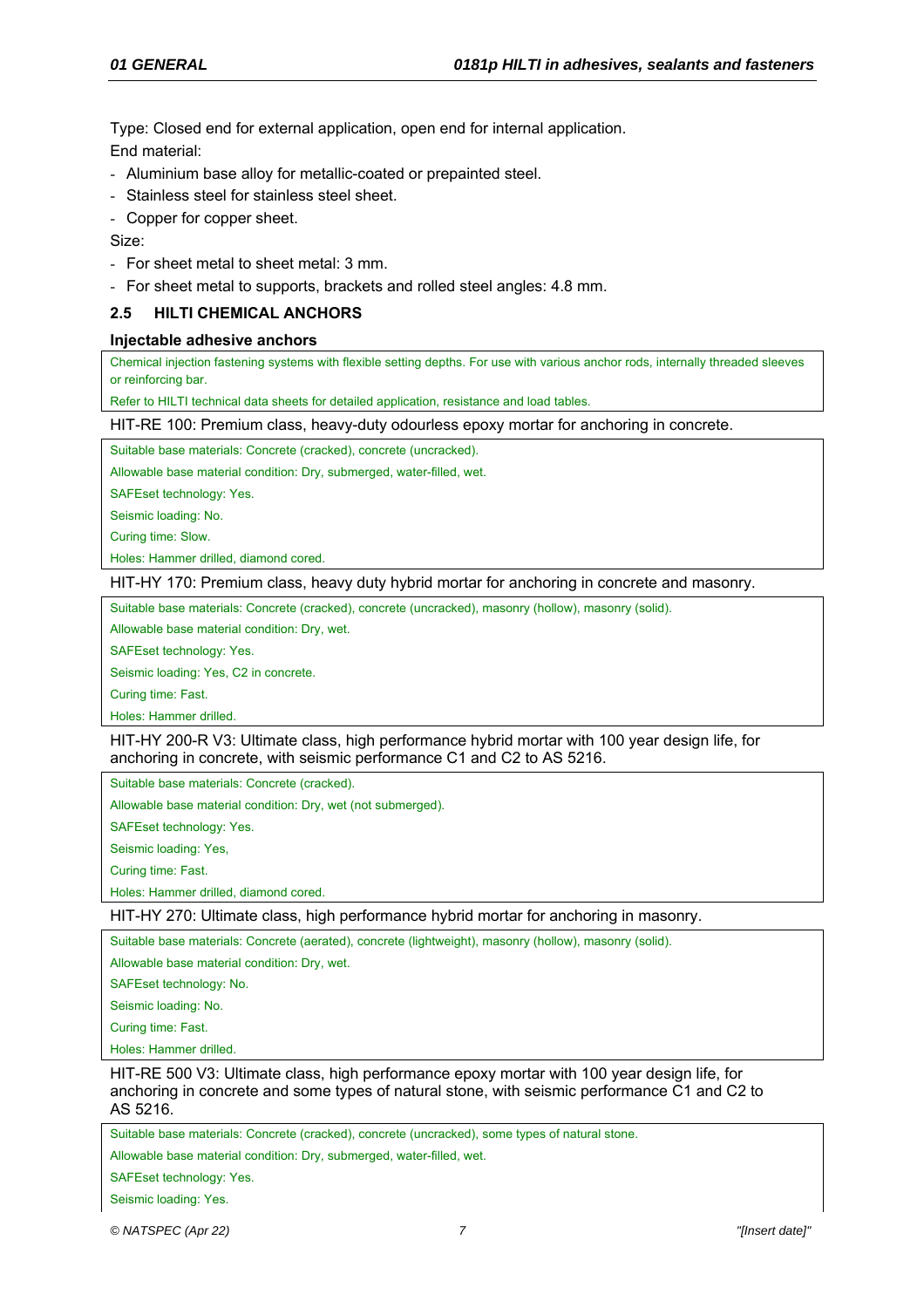Type: Closed end for external application, open end for internal application.

End material:

- Aluminium base alloy for metallic-coated or prepainted steel.
- Stainless steel for stainless steel sheet.
- Copper for copper sheet.

Size:

- For sheet metal to sheet metal: 3 mm.
- For sheet metal to supports, brackets and rolled steel angles: 4.8 mm.

## 2.5 HILTI CHEMICAL ANCHORS

### Injectable adhesive anchors

Chemical injection fastening systems with flexible setting depths. For use with various anchor rods, internally threaded sleeves or reinforcing bar.

Refer to HILTI technical data sheets for detailed application, resistance and load tables.

HIT-RE 100: Premium class, heavy-duty odourless epoxy mortar for anchoring in concrete.

Suitable base materials: Concrete (cracked), concrete (uncracked).

Allowable base material condition: Dry, submerged, water-filled, wet.

SAFEset technology: Yes.

Seismic loading: No.

Curing time: Slow.

Holes: Hammer drilled, diamond cored.

HIT-HY 170: Premium class, heavy duty hybrid mortar for anchoring in concrete and masonry.

Suitable base materials: Concrete (cracked), concrete (uncracked), masonry (hollow), masonry (solid).

Allowable base material condition: Dry, wet.

SAFEset technology: Yes.

Seismic loading: Yes, C2 in concrete.

Curing time: Fast.

Holes: Hammer drilled.

HIT-HY 200-R V3: Ultimate class, high performance hybrid mortar with 100 year design life, for anchoring in concrete, with seismic performance C1 and C2 to AS 5216.

Suitable base materials: Concrete (cracked).

Allowable base material condition: Dry, wet (not submerged).

SAFEset technology: Yes.

Seismic loading: Yes,

Curing time: Fast.

Holes: Hammer drilled, diamond cored.

HIT-HY 270: Ultimate class, high performance hybrid mortar for anchoring in masonry.

Suitable base materials: Concrete (aerated), concrete (lightweight), masonry (hollow), masonry (solid).

Allowable base material condition: Dry, wet.

SAFEset technology: No.

Seismic loading: No.

Curing time: Fast.

Holes: Hammer drilled.

HIT-RE 500 V3: Ultimate class, high performance epoxy mortar with 100 year design life, for anchoring in concrete and some types of natural stone, with seismic performance C1 and C2 to AS 5216.

Suitable base materials: Concrete (cracked), concrete (uncracked), some types of natural stone.

Allowable base material condition: Dry, submerged, water-filled, wet.

SAFEset technology: Yes.

Seismic loading: Yes.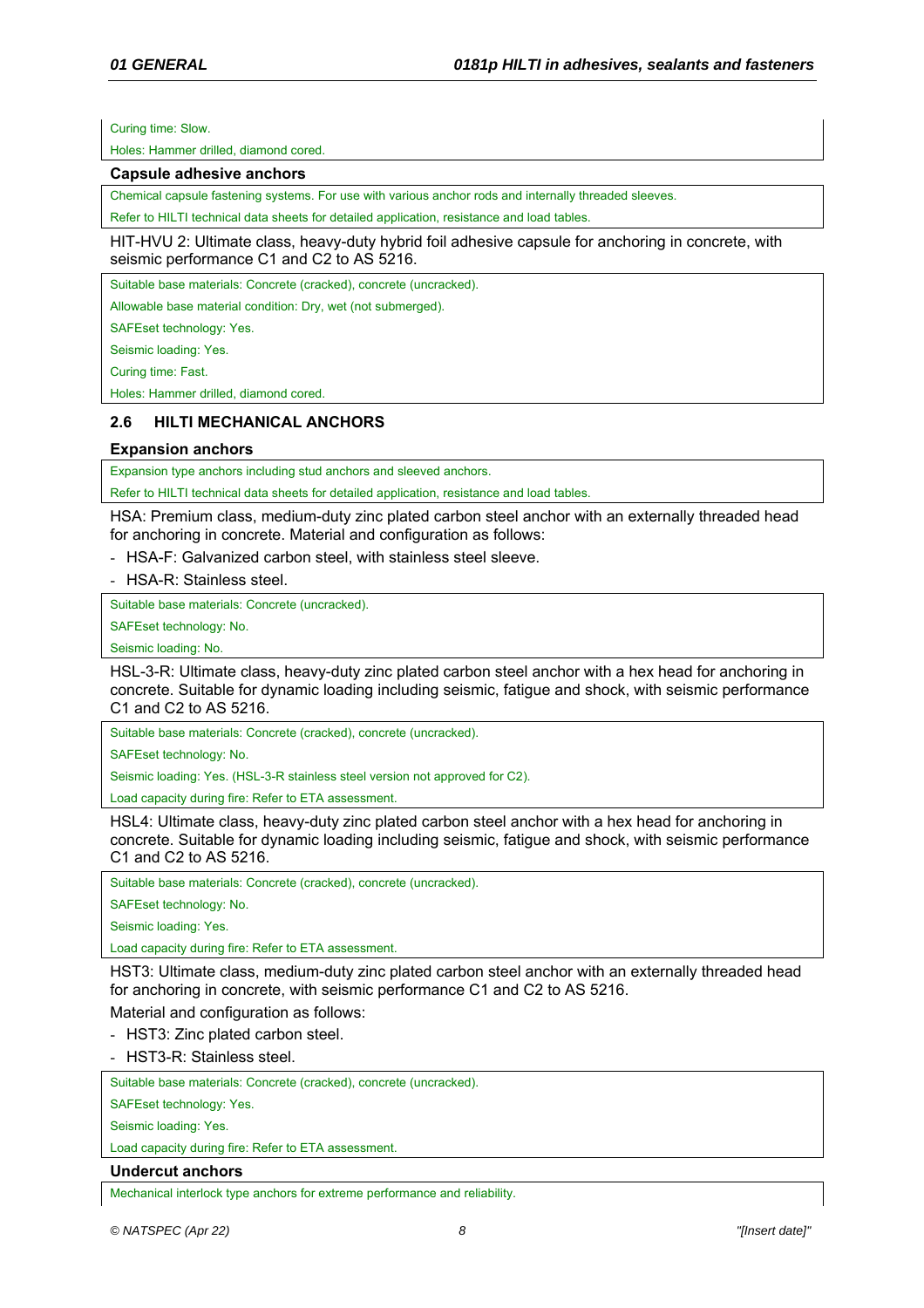Curing time: Slow.

Holes: Hammer drilled, diamond cored.

**Capsule adhesive anchors**

Chemical capsule fastening systems. For use with various anchor rods and internally threaded sleeves.

Refer to HILTI technical data sheets for detailed application, resistance and load tables.

HIT-HVU 2: Ultimate class, heavy-duty hybrid foil adhesive capsule for anchoring in concrete, with seismic performance C1 and C2 to AS 5216.

Suitable base materials: Concrete (cracked), concrete (uncracked).

Allowable base material condition: Dry, wet (not submerged).

SAFEset technology: Yes.

Seismic loading: Yes.

Curing time: Fast.

Holes: Hammer drilled, diamond cored.

## 2.6 HILTI MECHANICAL ANCHORS

**Expansion anchors**

Expansion type anchors including stud anchors and sleeved anchors.

Refer to HILTI technical data sheets for detailed application, resistance and load tables.

HSA: Premium class, medium-duty zinc plated carbon steel anchor with an externally threaded head for anchoring in concrete. Material and configuration as follows:

- HSA-F: Galvanized carbon steel, with stainless steel sleeve.
- HSA-R: Stainless steel.

Suitable base materials: Concrete (uncracked).

SAFEset technology: No.

Seismic loading: No.

HSL-3-R: Ultimate class, heavy-duty zinc plated carbon steel anchor with a hex head for anchoring in concrete. Suitable for dynamic loading including seismic, fatigue and shock, with seismic performance C1 and C2 to AS 5216.

Suitable base materials: Concrete (cracked), concrete (uncracked).

SAFEset technology: No.

Seismic loading: Yes. (HSL-3-R stainless steel version not approved for C2).

Load capacity during fire: Refer to ETA assessment.

HSL4: Ultimate class, heavy-duty zinc plated carbon steel anchor with a hex head for anchoring in concrete. Suitable for dynamic loading including seismic, fatigue and shock, with seismic performance C1 and C2 to AS 5216.

Suitable base materials: Concrete (cracked), concrete (uncracked).

SAFEset technology: No.

Seismic loading: Yes.

Load capacity during fire: Refer to ETA assessment.

HST3: Ultimate class, medium-duty zinc plated carbon steel anchor with an externally threaded head for anchoring in concrete, with seismic performance C1 and C2 to AS 5216.

Material and configuration as follows:

- HST3: Zinc plated carbon steel.
- HST3-R: Stainless steel.

Suitable base materials: Concrete (cracked), concrete (uncracked).

SAFEset technology: Yes.

Seismic loading: Yes.

Load capacity during fire: Refer to ETA assessment.

**Undercut anchors**

Mechanical interlock type anchors for extreme performance and reliability.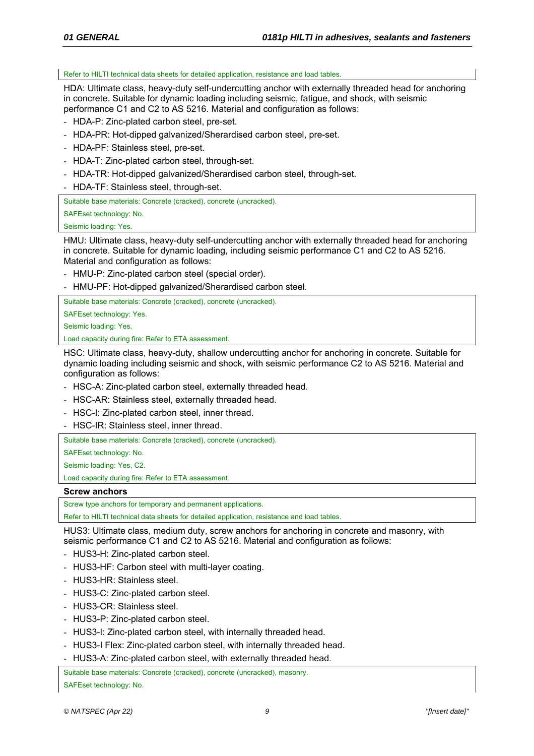Refer to HILTI technical data sheets for detailed application, resistance and load tables.

HDA: Ultimate class, heavy-duty self-undercutting anchor with externally threaded head for anchoring in concrete. Suitable for dynamic loading including seismic, fatigue, and shock, with seismic performance C1 and C2 to AS 5216. Material and configuration as follows:

- HDA-P: Zinc-plated carbon steel, pre-set.
- HDA-PR: Hot-dipped galvanized/Sherardised carbon steel, pre-set.
- HDA-PF: Stainless steel, pre-set.
- HDA-T: Zinc-plated carbon steel, through-set.
- HDA-TR: Hot-dipped galvanized/Sherardised carbon steel, through-set.
- HDA-TF: Stainless steel, through-set.

Suitable base materials: Concrete (cracked), concrete (uncracked).

SAFEset technology: No.

Seismic loading: Yes.

HMU: Ultimate class, heavy-duty self-undercutting anchor with externally threaded head for anchoring in concrete. Suitable for dynamic loading, including seismic performance C1 and C2 to AS 5216. Material and configuration as follows:

- HMU-P: Zinc-plated carbon steel (special order).
- HMU-PF: Hot-dipped galvanized/Sherardised carbon steel.

Suitable base materials: Concrete (cracked), concrete (uncracked).

SAFEset technology: Yes.

Seismic loading: Yes.

Load capacity during fire: Refer to ETA assessment.

HSC: Ultimate class, heavy-duty, shallow undercutting anchor for anchoring in concrete. Suitable for dynamic loading including seismic and shock, with seismic performance C2 to AS 5216. Material and configuration as follows:

- HSC-A: Zinc-plated carbon steel, externally threaded head.
- HSC-AR: Stainless steel, externally threaded head.
- HSC-I: Zinc-plated carbon steel, inner thread.
- HSC-IR: Stainless steel, inner thread.

Suitable base materials: Concrete (cracked), concrete (uncracked).

SAFEset technology: No.

Seismic loading: Yes, C2.

Load capacity during fire: Refer to ETA assessment.

**Screw anchors**

Screw type anchors for temporary and permanent applications.

Refer to HILTI technical data sheets for detailed application, resistance and load tables.

HUS3: Ultimate class, medium duty, screw anchors for anchoring in concrete and masonry, with seismic performance C1 and C2 to AS 5216. Material and configuration as follows:

- HUS3-H: Zinc-plated carbon steel.
- HUS3-HF: Carbon steel with multi-layer coating.
- HUS3-HR: Stainless steel.
- HUS3-C: Zinc-plated carbon steel.
- HUS3-CR: Stainless steel.
- HUS3-P: Zinc-plated carbon steel.
- HUS3-I: Zinc-plated carbon steel, with internally threaded head.
- HUS3-I Flex: Zinc-plated carbon steel, with internally threaded head.
- HUS3-A: Zinc-plated carbon steel, with externally threaded head.

Suitable base materials: Concrete (cracked), concrete (uncracked), masonry.

SAFEset technology: No.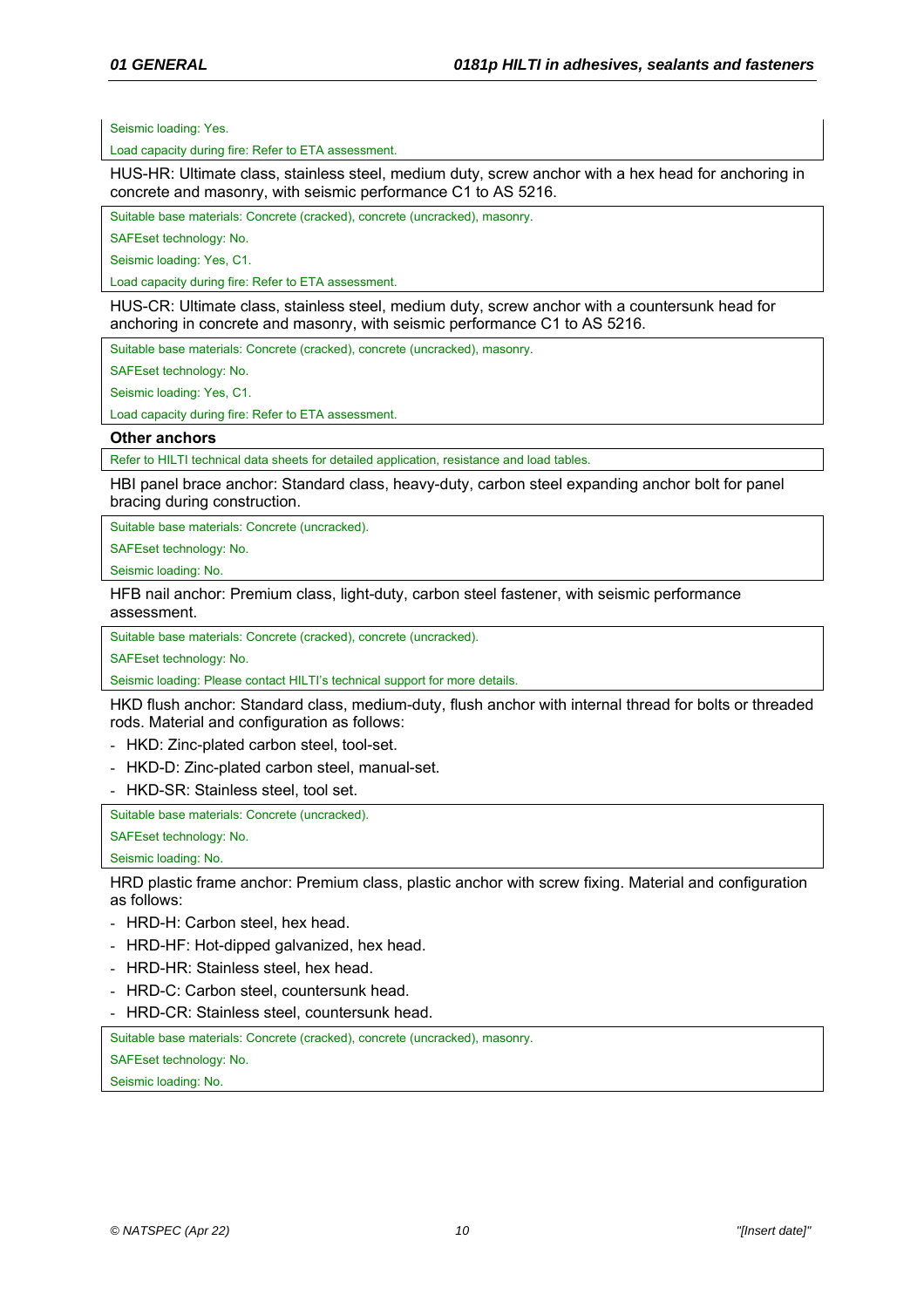Seismic loading: Yes.

Load capacity during fire: Refer to ETA assessment.

HUS-HR: Ultimate class, stainless steel, medium duty, screw anchor with a hex head for anchoring in concrete and masonry, with seismic performance C1 to AS 5216.

Suitable base materials: Concrete (cracked), concrete (uncracked), masonry.

SAFEset technology: No.

Seismic loading: Yes, C1.

Load capacity during fire: Refer to ETA assessment.

HUS-CR: Ultimate class, stainless steel, medium duty, screw anchor with a countersunk head for anchoring in concrete and masonry, with seismic performance C1 to AS 5216.

Suitable base materials: Concrete (cracked), concrete (uncracked), masonry.

SAFEset technology: No.

Seismic loading: Yes, C1.

Load capacity during fire: Refer to ETA assessment.

**Other anchors**

Refer to HILTI technical data sheets for detailed application, resistance and load tables.

HBI panel brace anchor: Standard class, heavy-duty, carbon steel expanding anchor bolt for panel bracing during construction.

Suitable base materials: Concrete (uncracked).

SAFEset technology: No.

Seismic loading: No.

HFB nail anchor: Premium class, light-duty, carbon steel fastener, with seismic performance assessment.

Suitable base materials: Concrete (cracked), concrete (uncracked).

SAFEset technology: No.

Seismic loading: Please contact HILTI's technical support for more details.

HKD flush anchor: Standard class, medium-duty, flush anchor with internal thread for bolts or threaded rods. Material and configuration as follows:

- HKD: Zinc-plated carbon steel, tool-set.
- HKD-D: Zinc-plated carbon steel, manual-set.
- HKD-SR: Stainless steel, tool set.

Suitable base materials: Concrete (uncracked).

SAFEset technology: No.

Seismic loading: No.

HRD plastic frame anchor: Premium class, plastic anchor with screw fixing. Material and configuration as follows:

- HRD-H: Carbon steel, hex head.
- HRD-HF: Hot-dipped galvanized, hex head.
- HRD-HR: Stainless steel, hex head.
- HRD-C: Carbon steel, countersunk head.
- HRD-CR: Stainless steel, countersunk head.

Suitable base materials: Concrete (cracked), concrete (uncracked), masonry.

SAFEset technology: No.

Seismic loading: No.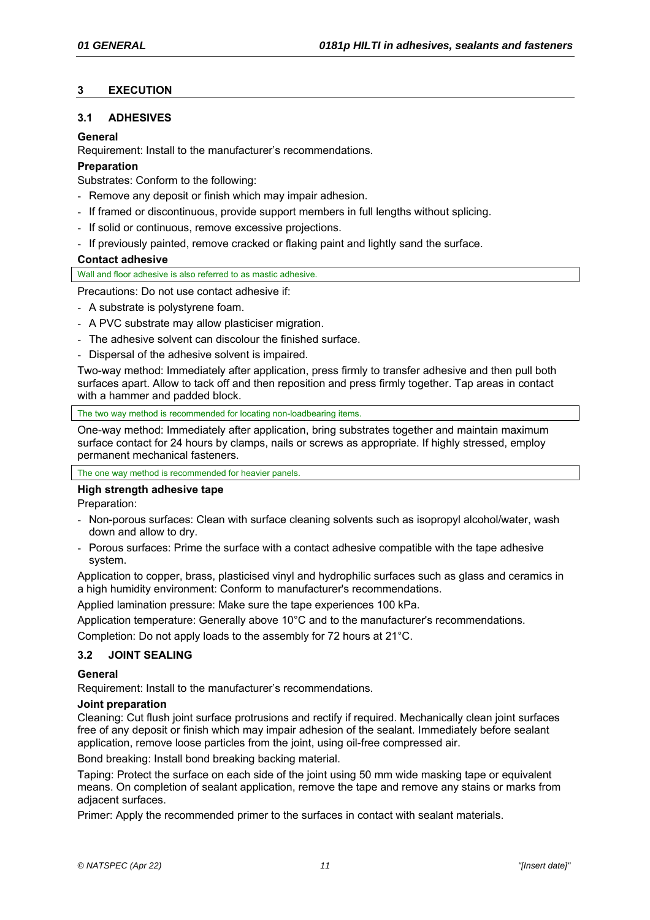## 3 EXECUTION

### 3.1 ADHESIVES

**General**

Requirement: Install to the manufacturer's recommendations.

**Preparation**

Substrates: Conform to the following:

- Remove any deposit or finish which may impair adhesion.
- If framed or discontinuous, provide support members in full lengths without splicing.
- If solid or continuous, remove excessive projections.
- If previously painted, remove cracked or flaking paint and lightly sand the surface.

**Contact adhesive**

Wall and floor adhesive is also referred to as mastic adhesive.

Precautions: Do not use contact adhesive if:

- A substrate is polystyrene foam.
- A PVC substrate may allow plasticiser migration.
- The adhesive solvent can discolour the finished surface.
- Dispersal of the adhesive solvent is impaired.

Two-way method: Immediately after application, press firmly to transfer adhesive and then pull both surfaces apart. Allow to tack off and then reposition and press firmly together. Tap areas in contact with a hammer and padded block.

The two way method is recommended for locating non-loadbearing items.

One-way method: Immediately after application, bring substrates together and maintain maximum surface contact for 24 hours by clamps, nails or screws as appropriate. If highly stressed, employ permanent mechanical fasteners.

The one way method is recommended for heavier panels.

**High strength adhesive tape**

Preparation:

- Non-porous surfaces: Clean with surface cleaning solvents such as isopropyl alcohol/water, wash down and allow to dry.
- Porous surfaces: Prime the surface with a contact adhesive compatible with the tape adhesive system.

Application to copper, brass, plasticised vinyl and hydrophilic surfaces such as glass and ceramics in a high humidity environment: Conform to manufacturer's recommendations.

Applied lamination pressure: Make sure the tape experiences 100 kPa.

Application temperature: Generally above 10°C and to the manufacturer's recommendations.

Completion: Do not apply loads to the assembly for 72 hours at 21°C.

### 3.2 JOINT SEALING

**General**

Requirement: Install to the manufacturer's recommendations.

**Joint preparation**

Cleaning: Cut flush joint surface protrusions and rectify if required. Mechanically clean joint surfaces free of any deposit or finish which may impair adhesion of the sealant. Immediately before sealant application, remove loose particles from the joint, using oil-free compressed air.

Bond breaking: Install bond breaking backing material.

Taping: Protect the surface on each side of the joint using 50 mm wide masking tape or equivalent means. On completion of sealant application, remove the tape and remove any stains or marks from adjacent surfaces.

Primer: Apply the recommended primer to the surfaces in contact with sealant materials.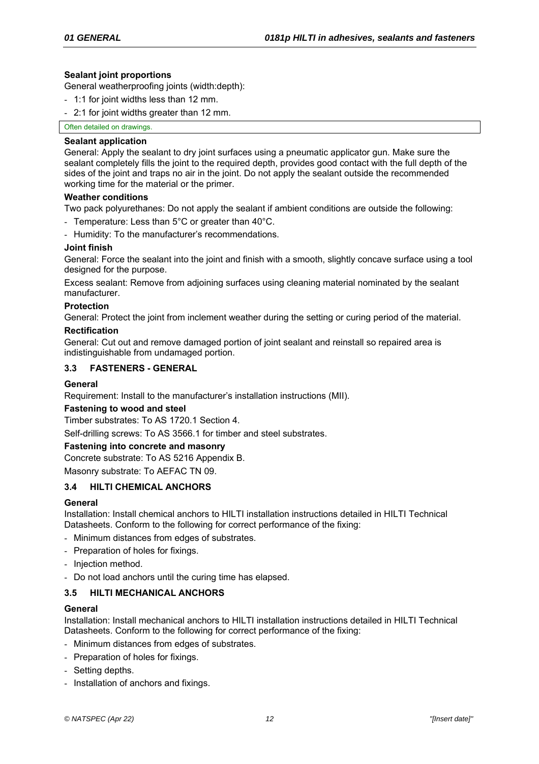**Sealant joint proportions**

General weatherproofing joints (width:depth):

- 1:1 for joint widths less than 12 mm.
- 2:1 for joint widths greater than 12 mm.

Often detailed on drawings.

**Sealant application**

General: Apply the sealant to dry joint surfaces using a pneumatic applicator gun. Make sure the sealant completely fills the joint to the required depth, provides good contact with the full depth of the sides of the joint and traps no air in the joint. Do not apply the sealant outside the recommended working time for the material or the primer.

**Weather conditions**

Two pack polyurethanes: Do not apply the sealant if ambient conditions are outside the following:

- Temperature: Less than 5°C or greater than 40°C.
- Humidity: To the manufacturer's recommendations.

**Joint finish**

General: Force the sealant into the joint and finish with a smooth, slightly concave surface using a tool designed for the purpose.

Excess sealant: Remove from adjoining surfaces using cleaning material nominated by the sealant manufacturer.

**Protection**

General: Protect the joint from inclement weather during the setting or curing period of the material.

**Rectification**

General: Cut out and remove damaged portion of joint sealant and reinstall so repaired area is indistinguishable from undamaged portion.

## 3.3 FASTENERS - GENERAL

**General**

Requirement: Install to the manufacturer's installation instructions (MII).

**Fastening to wood and steel**

Timber substrates: To AS 1720.1 Section 4.

Self-drilling screws: To AS 3566.1 for timber and steel substrates.

**Fastening into concrete and masonry**

Concrete substrate: To AS 5216 Appendix B.

Masonry substrate: To AEFAC TN 09.

## 3.4 HILTI CHEMICAL ANCHORS

**General**

Installation: Install chemical anchors to HILTI installation instructions detailed in HILTI Technical Datasheets. Conform to the following for correct performance of the fixing:

- Minimum distances from edges of substrates.
- Preparation of holes for fixings.
- Injection method.
- Do not load anchors until the curing time has elapsed.

## 3.5 HILTI MECHANICAL ANCHORS

**General**

Installation: Install mechanical anchors to HILTI installation instructions detailed in HILTI Technical Datasheets. Conform to the following for correct performance of the fixing:

- Minimum distances from edges of substrates.
- Preparation of holes for fixings.
- Setting depths.
- Installation of anchors and fixings.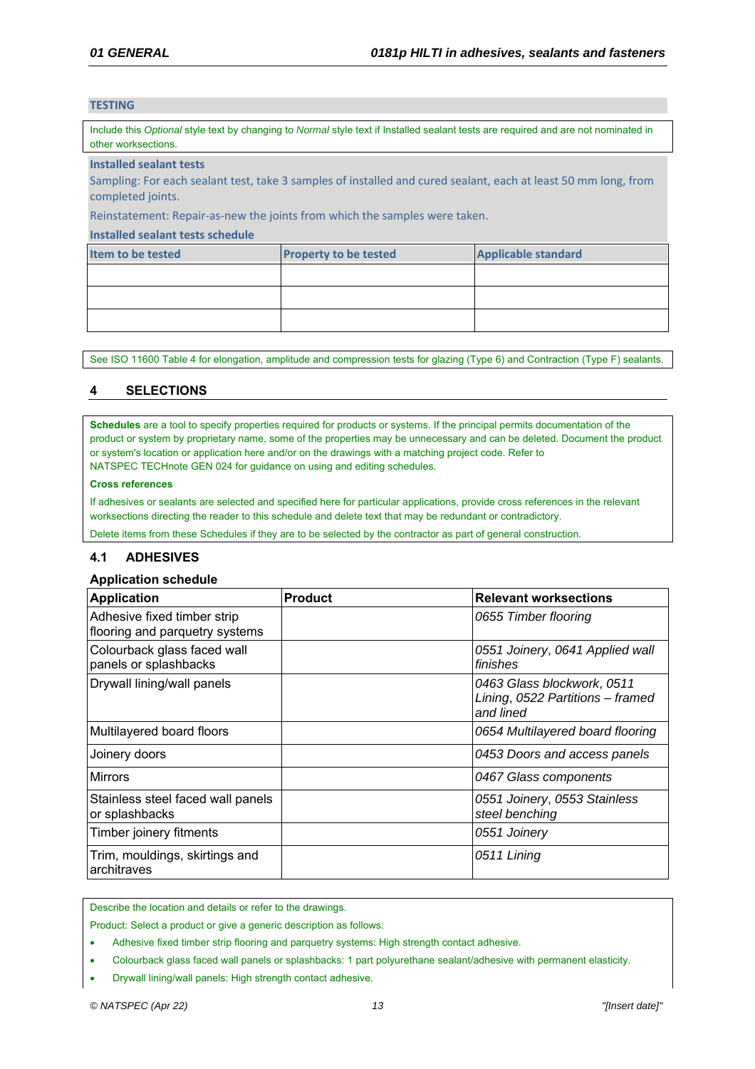#### TESTING

Include this *Optional* style text by changing to *Normal* style text if Installed sealant tests are required and are not nominated in other worksections.

**Installed sealant tests**

Sampling: For each sealant test, take 3 samples of installed and cured sealant, each at least 50 mm long, from completed joints.

Reinstatement: Repair-as-new the joints from which the samples were taken.

**Installed sealant tests schedule**

| Item to be tested | Property to be tested | Applicable standard |
|---|---|---|
| | | |
| | | |
| | | |

See ISO 11600 Table 4 for elongation, amplitude and compression tests for glazing (Type 6) and Contraction (Type F) sealants.

## 4 SELECTIONS

**Schedules** are a tool to specify properties required for products or systems. If the principal permits documentation of the product or system by proprietary name, some of the properties may be unnecessary and can be deleted. Document the product or system's location or application here and/or on the drawings with a matching project code. Refer to NATSPEC TECHnote GEN 024 for guidance on using and editing schedules.

**Cross references**

If adhesives or sealants are selected and specified here for particular applications, provide cross references in the relevant worksections directing the reader to this schedule and delete text that may be redundant or contradictory.

Delete items from these Schedules if they are to be selected by the contractor as part of general construction.

### 4.1 ADHESIVES

**Application schedule**

| Application | Product | Relevant worksections |
|---|---|---|
| Adhesive fixed timber strip flooring and parquetry systems | | *0655 Timber flooring* |
| Colourback glass faced wall panels or splashbacks | | *0551 Joinery*, *0641 Applied wall finishes* |
| Drywall lining/wall panels | | *0463 Glass blockwork*, *0511 Lining*, *0522 Partitions – framed and lined* |
| Multilayered board floors | | *0654 Multilayered board flooring* |
| Joinery doors | | *0453 Doors and access panels* |
| Mirrors | | *0467 Glass components* |
| Stainless steel faced wall panels or splashbacks | | *0551 Joinery*, *0553 Stainless steel benching* |
| Timber joinery fitments | | *0551 Joinery* |
| Trim, mouldings, skirtings and architraves | | *0511 Lining* |

Describe the location and details or refer to the drawings.

Product: Select a product or give a generic description as follows:

- Adhesive fixed timber strip flooring and parquetry systems: High strength contact adhesive.
- Colourback glass faced wall panels or splashbacks: 1 part polyurethane sealant/adhesive with permanent elasticity.
- Drywall lining/wall panels: High strength contact adhesive.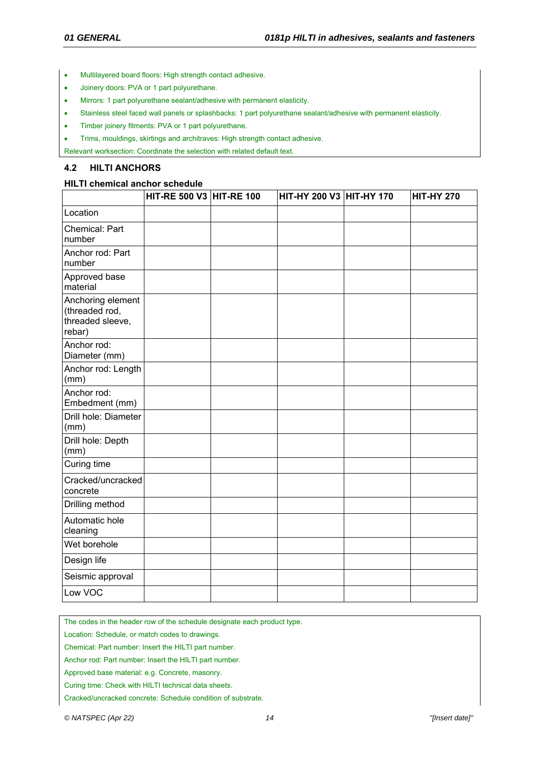- Multilayered board floors: High strength contact adhesive.
- Joinery doors: PVA or 1 part polyurethane.
- Mirrors: 1 part polyurethane sealant/adhesive with permanent elasticity.
- Stainless steel faced wall panels or splashbacks: 1 part polyurethane sealant/adhesive with permanent elasticity.
- Timber joinery fitments: PVA or 1 part polyurethane.
- Trims, mouldings, skirtings and architraves: High strength contact adhesive.

Relevant worksection: Coordinate the selection with related default text.

## 4.2 HILTI ANCHORS

### HILTI chemical anchor schedule

| | HIT-RE 500 V3 | HIT-RE 100 | HIT-HY 200 V3 | HIT-HY 170 | HIT-HY 270 |
|---|---|---|---|---|---|
| Location | | | | | |
| Chemical: Part number | | | | | |
| Anchor rod: Part number | | | | | |
| Approved base material | | | | | |
| Anchoring element (threaded rod, threaded sleeve, rebar) | | | | | |
| Anchor rod: Diameter (mm) | | | | | |
| Anchor rod: Length (mm) | | | | | |
| Anchor rod: Embedment (mm) | | | | | |
| Drill hole: Diameter (mm) | | | | | |
| Drill hole: Depth (mm) | | | | | |
| Curing time | | | | | |
| Cracked/uncracked concrete | | | | | |
| Drilling method | | | | | |
| Automatic hole cleaning | | | | | |
| Wet borehole | | | | | |
| Design life | | | | | |
| Seismic approval | | | | | |
| Low VOC | | | | | |

The codes in the header row of the schedule designate each product type.

Location: Schedule, or match codes to drawings.

Chemical: Part number: Insert the HILTI part number.

Anchor rod: Part number: Insert the HILTI part number.

Approved base material: e.g. Concrete, masonry.

Curing time: Check with HILTI technical data sheets.

Cracked/uncracked concrete: Schedule condition of substrate.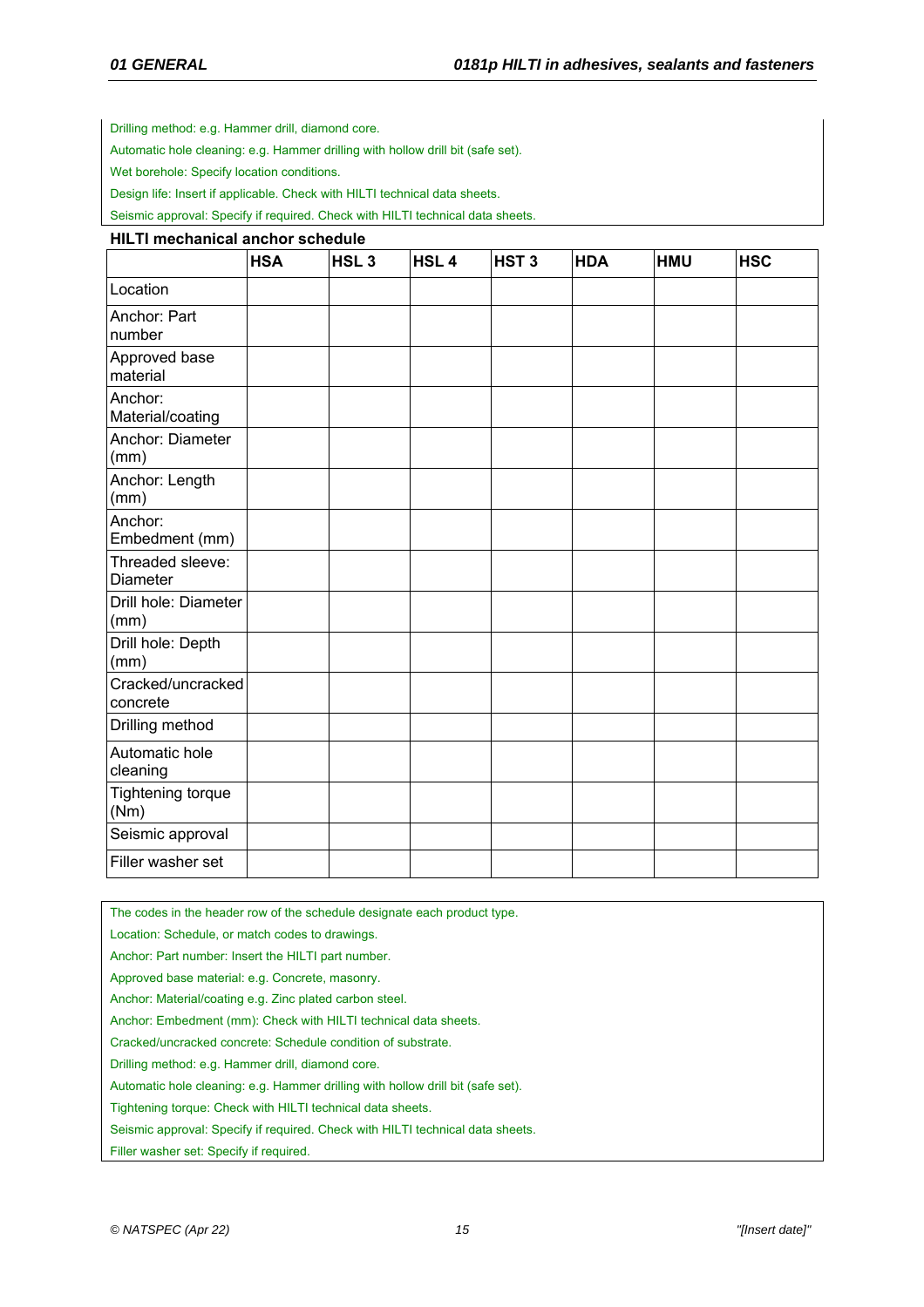Drilling method: e.g. Hammer drill, diamond core.

Automatic hole cleaning: e.g. Hammer drilling with hollow drill bit (safe set).

Wet borehole: Specify location conditions.

Design life: Insert if applicable. Check with HILTI technical data sheets.

Seismic approval: Specify if required. Check with HILTI technical data sheets.

**HILTI mechanical anchor schedule**

| | HSA | HSL 3 | HSL 4 | HST 3 | HDA | HMU | HSC |
|---|---|---|---|---|---|---|---|
| Location | | | | | | | |
| Anchor: Part number | | | | | | | |
| Approved base material | | | | | | | |
| Anchor: Material/coating | | | | | | | |
| Anchor: Diameter (mm) | | | | | | | |
| Anchor: Length (mm) | | | | | | | |
| Anchor: Embedment (mm) | | | | | | | |
| Threaded sleeve: Diameter | | | | | | | |
| Drill hole: Diameter (mm) | | | | | | | |
| Drill hole: Depth (mm) | | | | | | | |
| Cracked/uncracked concrete | | | | | | | |
| Drilling method | | | | | | | |
| Automatic hole cleaning | | | | | | | |
| Tightening torque (Nm) | | | | | | | |
| Seismic approval | | | | | | | |
| Filler washer set | | | | | | | |

The codes in the header row of the schedule designate each product type.

Location: Schedule, or match codes to drawings.

Anchor: Part number: Insert the HILTI part number.

Approved base material: e.g. Concrete, masonry.

Anchor: Material/coating e.g. Zinc plated carbon steel.

Anchor: Embedment (mm): Check with HILTI technical data sheets.

Cracked/uncracked concrete: Schedule condition of substrate.

Drilling method: e.g. Hammer drill, diamond core.

Automatic hole cleaning: e.g. Hammer drilling with hollow drill bit (safe set).

Tightening torque: Check with HILTI technical data sheets.

Seismic approval: Specify if required. Check with HILTI technical data sheets.

Filler washer set: Specify if required.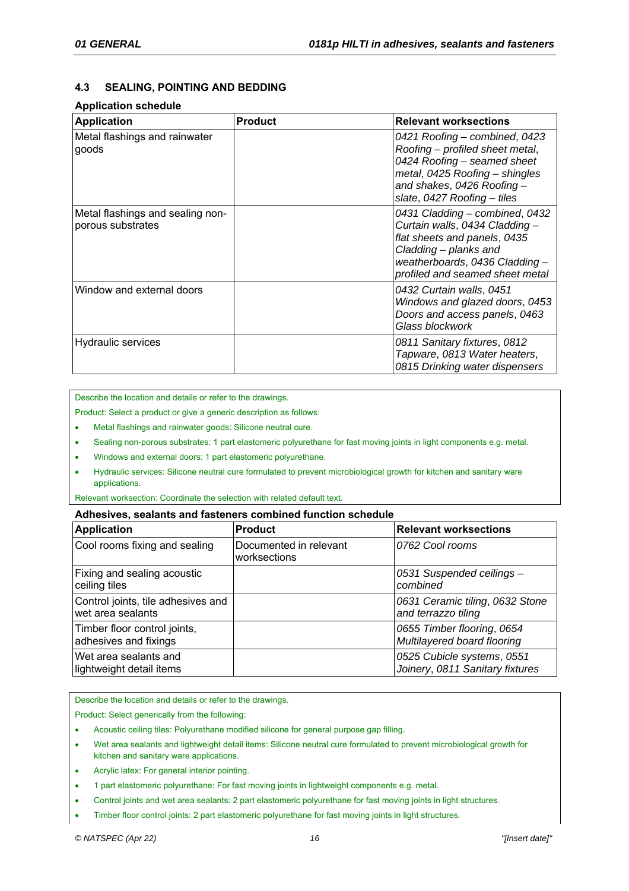### 4.3 SEALING, POINTING AND BEDDING

**Application schedule**

| Application | Product | Relevant worksections |
|---|---|---|
| Metal flashings and rainwater goods | | *0421 Roofing – combined*, *0423 Roofing – profiled sheet metal*, *0424 Roofing – seamed sheet metal*, *0425 Roofing – shingles and shakes*, *0426 Roofing – slate*, *0427 Roofing – tiles* |
| Metal flashings and sealing non-porous substrates | | *0431 Cladding – combined*, *0432 Curtain walls*, *0434 Cladding – flat sheets and panels*, *0435 Cladding – planks and weatherboards*, *0436 Cladding – profiled and seamed sheet metal* |
| Window and external doors | | *0432 Curtain walls*, *0451 Windows and glazed doors*, *0453 Doors and access panels*, *0463 Glass blockwork* |
| Hydraulic services | | *0811 Sanitary fixtures*, *0812 Tapware*, *0813 Water heaters*, *0815 Drinking water dispensers* |

Describe the location and details or refer to the drawings.

Product: Select a product or give a generic description as follows:

- Metal flashings and rainwater goods: Silicone neutral cure.
- Sealing non-porous substrates: 1 part elastomeric polyurethane for fast moving joints in light components e.g. metal.
- Windows and external doors: 1 part elastomeric polyurethane.
- Hydraulic services: Silicone neutral cure formulated to prevent microbiological growth for kitchen and sanitary ware applications.

Relevant worksection: Coordinate the selection with related default text.

**Adhesives, sealants and fasteners combined function schedule**

| Application | Product | Relevant worksections |
|---|---|---|
| Cool rooms fixing and sealing | Documented in relevant worksections | *0762 Cool rooms* |
| Fixing and sealing acoustic ceiling tiles | | *0531 Suspended ceilings – combined* |
| Control joints, tile adhesives and wet area sealants | | *0631 Ceramic tiling*, *0632 Stone and terrazzo tiling* |
| Timber floor control joints, adhesives and fixings | | *0655 Timber flooring*, *0654 Multilayered board flooring* |
| Wet area sealants and lightweight detail items | | *0525 Cubicle systems*, *0551 Joinery*, *0811 Sanitary fixtures* |

Describe the location and details or refer to the drawings.

Product: Select generically from the following:

- Acoustic ceiling tiles: Polyurethane modified silicone for general purpose gap filling.
- Wet area sealants and lightweight detail items: Silicone neutral cure formulated to prevent microbiological growth for kitchen and sanitary ware applications.
- Acrylic latex: For general interior pointing.
- 1 part elastomeric polyurethane: For fast moving joints in lightweight components e.g. metal.
- Control joints and wet area sealants: 2 part elastomeric polyurethane for fast moving joints in light structures.
- Timber floor control joints: 2 part elastomeric polyurethane for fast moving joints in light structures.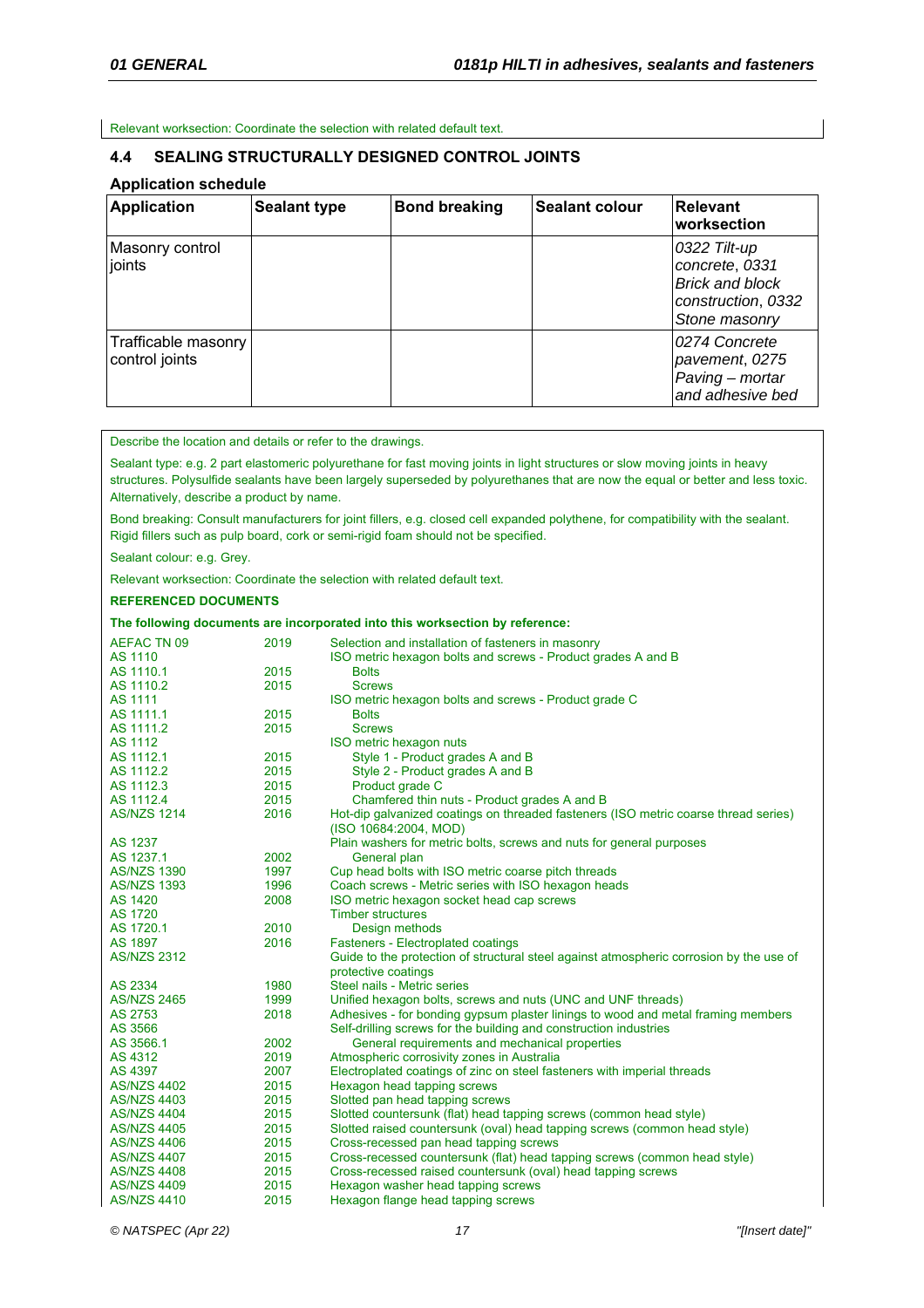Relevant worksection: Coordinate the selection with related default text.

### 4.4 SEALING STRUCTURALLY DESIGNED CONTROL JOINTS

#### Application schedule

| Application | Sealant type | Bond breaking | Sealant colour | Relevant worksection |
|---|---|---|---|---|
| Masonry control joints | | | | *0322 Tilt-up concrete, 0331 Brick and block construction, 0332 Stone masonry* |
| Trafficable masonry control joints | | | | *0274 Concrete pavement, 0275 Paving – mortar and adhesive bed* |

Describe the location and details or refer to the drawings.

Sealant type: e.g. 2 part elastomeric polyurethane for fast moving joints in light structures or slow moving joints in heavy structures. Polysulfide sealants have been largely superseded by polyurethanes that are now the equal or better and less toxic. Alternatively, describe a product by name.

Bond breaking: Consult manufacturers for joint fillers, e.g. closed cell expanded polythene, for compatibility with the sealant. Rigid fillers such as pulp board, cork or semi-rigid foam should not be specified.

Sealant colour: e.g. Grey.

Relevant worksection: Coordinate the selection with related default text.

**REFERENCED DOCUMENTS**

**The following documents are incorporated into this worksection by reference:**

| | | |
|---|---|---|
| AEFAC TN 09 | 2019 | Selection and installation of fasteners in masonry |
| AS 1110 | | ISO metric hexagon bolts and screws - Product grades A and B |
| AS 1110.1 | 2015 | Bolts |
| AS 1110.2 | 2015 | Screws |
| AS 1111 | | ISO metric hexagon bolts and screws - Product grade C |
| AS 1111.1 | 2015 | Bolts |
| AS 1111.2 | 2015 | Screws |
| AS 1112 | | ISO metric hexagon nuts |
| AS 1112.1 | 2015 | Style 1 - Product grades A and B |
| AS 1112.2 | 2015 | Style 2 - Product grades A and B |
| AS 1112.3 | 2015 | Product grade C |
| AS 1112.4 | 2015 | Chamfered thin nuts - Product grades A and B |
| AS/NZS 1214 | 2016 | Hot-dip galvanized coatings on threaded fasteners (ISO metric coarse thread series) (ISO 10684:2004, MOD) |
| AS 1237 | | Plain washers for metric bolts, screws and nuts for general purposes |
| AS 1237.1 | 2002 | General plan |
| AS/NZS 1390 | 1997 | Cup head bolts with ISO metric coarse pitch threads |
| AS/NZS 1393 | 1996 | Coach screws - Metric series with ISO hexagon heads |
| AS 1420 | 2008 | ISO metric hexagon socket head cap screws |
| AS 1720 | | Timber structures |
| AS 1720.1 | 2010 | Design methods |
| AS 1897 | 2016 | Fasteners - Electroplated coatings |
| AS/NZS 2312 | | Guide to the protection of structural steel against atmospheric corrosion by the use of protective coatings |
| AS 2334 | 1980 | Steel nails - Metric series |
| AS/NZS 2465 | 1999 | Unified hexagon bolts, screws and nuts (UNC and UNF threads) |
| AS 2753 | 2018 | Adhesives - for bonding gypsum plaster linings to wood and metal framing members |
| AS 3566 | | Self-drilling screws for the building and construction industries |
| AS 3566.1 | 2002 | General requirements and mechanical properties |
| AS 4312 | 2019 | Atmospheric corrosivity zones in Australia |
| AS 4397 | 2007 | Electroplated coatings of zinc on steel fasteners with imperial threads |
| AS/NZS 4402 | 2015 | Hexagon head tapping screws |
| AS/NZS 4403 | 2015 | Slotted pan head tapping screws |
| AS/NZS 4404 | 2015 | Slotted countersunk (flat) head tapping screws (common head style) |
| AS/NZS 4405 | 2015 | Slotted raised countersunk (oval) head tapping screws (common head style) |
| AS/NZS 4406 | 2015 | Cross-recessed pan head tapping screws |
| AS/NZS 4407 | 2015 | Cross-recessed countersunk (flat) head tapping screws (common head style) |
| AS/NZS 4408 | 2015 | Cross-recessed raised countersunk (oval) head tapping screws |
| AS/NZS 4409 | 2015 | Hexagon washer head tapping screws |
| AS/NZS 4410 | 2015 | Hexagon flange head tapping screws |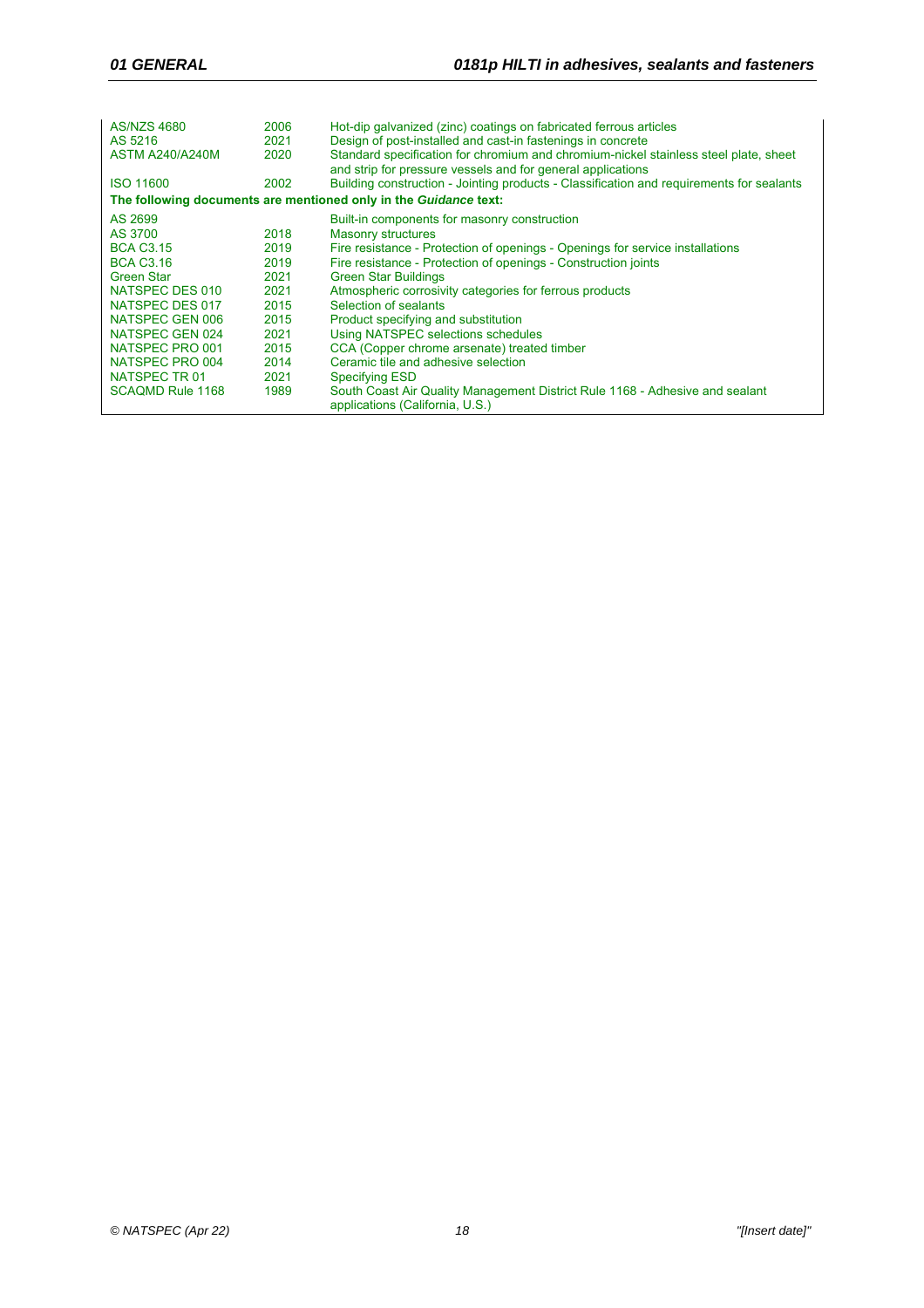| | | |
|---|---|---|
| AS/NZS 4680 | 2006 | Hot-dip galvanized (zinc) coatings on fabricated ferrous articles |
| AS 5216 | 2021 | Design of post-installed and cast-in fastenings in concrete |
| ASTM A240/A240M | 2020 | Standard specification for chromium and chromium-nickel stainless steel plate, sheet and strip for pressure vessels and for general applications |
| ISO 11600 | 2002 | Building construction - Jointing products - Classification and requirements for sealants |
| **The following documents are mentioned only in the *Guidance* text:** | | |
| AS 2699 | | Built-in components for masonry construction |
| AS 3700 | 2018 | Masonry structures |
| BCA C3.15 | 2019 | Fire resistance - Protection of openings - Openings for service installations |
| BCA C3.16 | 2019 | Fire resistance - Protection of openings - Construction joints |
| Green Star | 2021 | Green Star Buildings |
| NATSPEC DES 010 | 2021 | Atmospheric corrosivity categories for ferrous products |
| NATSPEC DES 017 | 2015 | Selection of sealants |
| NATSPEC GEN 006 | 2015 | Product specifying and substitution |
| NATSPEC GEN 024 | 2021 | Using NATSPEC selections schedules |
| NATSPEC PRO 001 | 2015 | CCA (Copper chrome arsenate) treated timber |
| NATSPEC PRO 004 | 2014 | Ceramic tile and adhesive selection |
| NATSPEC TR 01 | 2021 | Specifying ESD |
| SCAQMD Rule 1168 | 1989 | South Coast Air Quality Management District Rule 1168 - Adhesive and sealant applications (California, U.S.) |